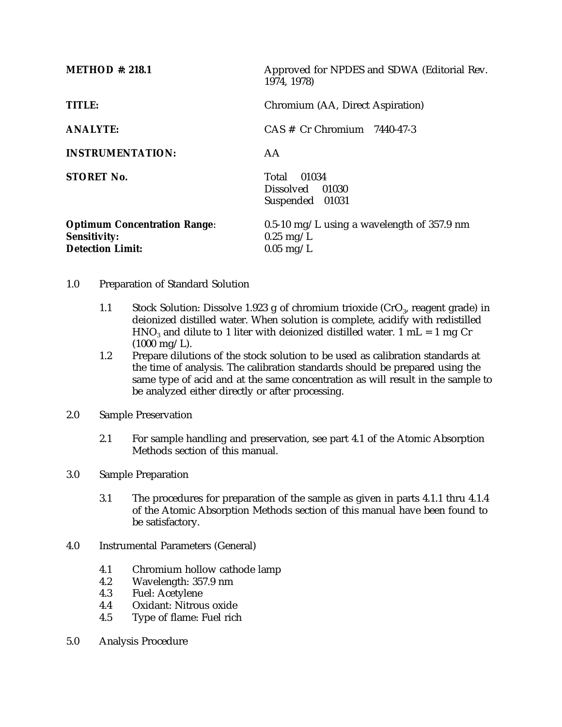| | |
|---|---|
| **METHOD #: 218.1** | Approved for NPDES and SDWA (Editorial Rev. 1974, 1978) |
| **TITLE:** | Chromium (AA, Direct Aspiration) |
| **ANALYTE:** | CAS # Cr Chromium 7440-47-3 |
| **INSTRUMENTATION:** | AA |
| **STORET No.** | Total 01034<br>Dissolved 01030<br>Suspended 01031 |
| **Optimum Concentration Range**: | 0.5-10 mg/L using a wavelength of 357.9 nm |
| **Sensitivity:** | 0.25 mg/L |
| **Detection Limit:** | 0.05 mg/L |

1.0 Preparation of Standard Solution

- 1.1 Stock Solution: Dissolve 1.923 g of chromium trioxide ($CrO_3$, reagent grade) in deionized distilled water. When solution is complete, acidify with redistilled $HNO_3$ and dilute to 1 liter with deionized distilled water. 1 mL = 1 mg Cr (1000 mg/L).
- 1.2 Prepare dilutions of the stock solution to be used as calibration standards at the time of analysis. The calibration standards should be prepared using the same type of acid and at the same concentration as will result in the sample to be analyzed either directly or after processing.

2.0 Sample Preservation

- 2.1 For sample handling and preservation, see part 4.1 of the Atomic Absorption Methods section of this manual.

3.0 Sample Preparation

- 3.1 The procedures for preparation of the sample as given in parts 4.1.1 thru 4.1.4 of the Atomic Absorption Methods section of this manual have been found to be satisfactory.

4.0 Instrumental Parameters (General)

- 4.1 Chromium hollow cathode lamp
- 4.2 Wavelength: 357.9 nm
- 4.3 Fuel: Acetylene
- 4.4 Oxidant: Nitrous oxide
- 4.5 Type of flame: Fuel rich

5.0 Analysis Procedure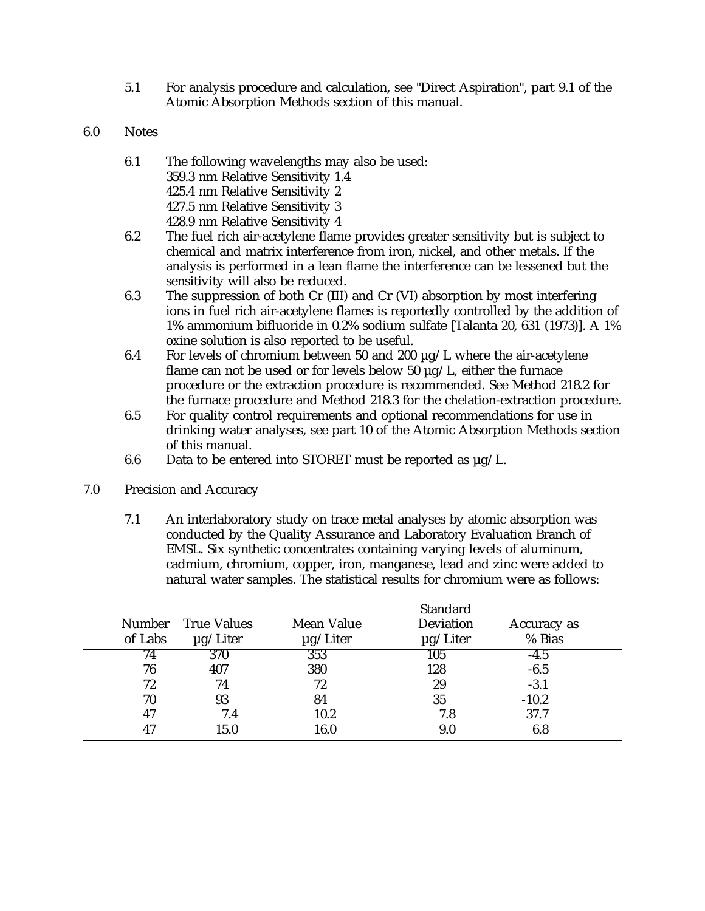5.1 For analysis procedure and calculation, see "Direct Aspiration", part 9.1 of the Atomic Absorption Methods section of this manual.

## 6.0 Notes

6.1 The following wavelengths may also be used:
359.3 nm Relative Sensitivity 1.4
425.4 nm Relative Sensitivity 2
427.5 nm Relative Sensitivity 3
428.9 nm Relative Sensitivity 4

6.2 The fuel rich air-acetylene flame provides greater sensitivity but is subject to chemical and matrix interference from iron, nickel, and other metals. If the analysis is performed in a lean flame the interference can be lessened but the sensitivity will also be reduced.

6.3 The suppression of both Cr (III) and Cr (VI) absorption by most interfering ions in fuel rich air-acetylene flames is reportedly controlled by the addition of 1% ammonium bifluoride in 0.2% sodium sulfate [Talanta 20, 631 (1973)]. A 1% oxine solution is also reported to be useful.

6.4 For levels of chromium between 50 and 200 µg/L where the air-acetylene flame can not be used or for levels below 50 µg/L, either the furnace procedure or the extraction procedure is recommended. See Method 218.2 for the furnace procedure and Method 218.3 for the chelation-extraction procedure.

6.5 For quality control requirements and optional recommendations for use in drinking water analyses, see part 10 of the Atomic Absorption Methods section of this manual.

6.6 Data to be entered into STORET must be reported as µg/L.

## 7.0 Precision and Accuracy

7.1 An interlaboratory study on trace metal analyses by atomic absorption was conducted by the Quality Assurance and Laboratory Evaluation Branch of EMSL. Six synthetic concentrates containing varying levels of aluminum, cadmium, chromium, copper, iron, manganese, lead and zinc were added to natural water samples. The statistical results for chromium were as follows:

| Number of Labs | True Values µg/Liter | Mean Value µg/Liter | Standard Deviation µg/Liter | Accuracy as % Bias |
|---|---|---|---|---|
| 74 | 370 | 353 | 105 | -4.5 |
| 76 | 407 | 380 | 128 | -6.5 |
| 72 | 74 | 72 | 29 | -3.1 |
| 70 | 93 | 84 | 35 | -10.2 |
| 47 | 7.4 | 10.2 | 7.8 | 37.7 |
| 47 | 15.0 | 16.0 | 9.0 | 6.8 |